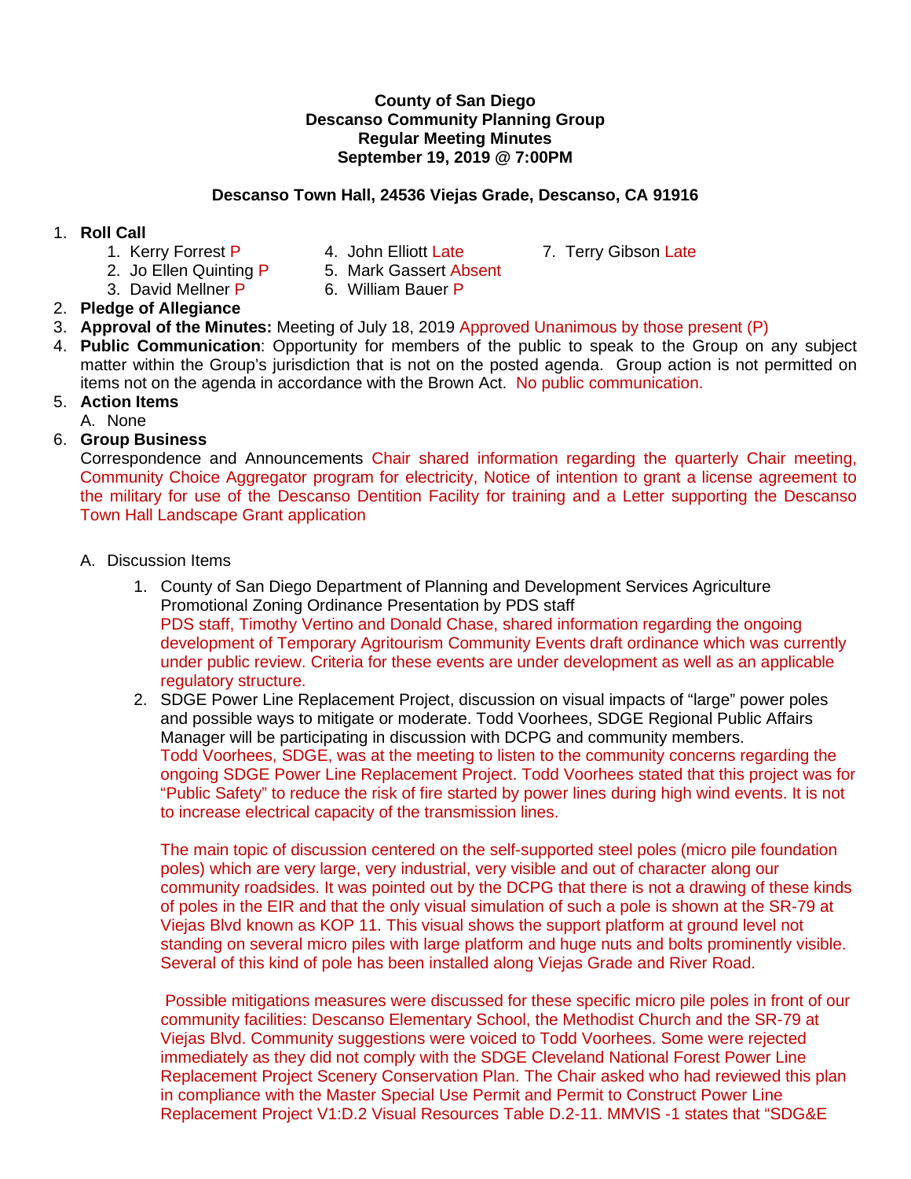**County of San Diego**
**Descanso Community Planning Group**
**Regular Meeting Minutes**
**September 19, 2019 @ 7:00PM**

**Descanso Town Hall, 24536 Viejas Grade, Descanso, CA 91916**

1. **Roll Call**
   1. Kerry Forrest P
   2. Jo Ellen Quinting P
   3. David Mellner P
   4. John Elliott Late
   5. Mark Gassert Absent
   6. William Bauer P
   7. Terry Gibson Late
2. **Pledge of Allegiance**
3. **Approval of the Minutes:** Meeting of July 18, 2019 Approved Unanimous by those present (P)
4. **Public Communication**: Opportunity for members of the public to speak to the Group on any subject matter within the Group's jurisdiction that is not on the posted agenda. Group action is not permitted on items not on the agenda in accordance with the Brown Act. No public communication.
5. **Action Items**
   A. None
6. **Group Business**
   Correspondence and Announcements Chair shared information regarding the quarterly Chair meeting, Community Choice Aggregator program for electricity, Notice of intention to grant a license agreement to the military for use of the Descanso Dentition Facility for training and a Letter supporting the Descanso Town Hall Landscape Grant application

   A. Discussion Items
      1. County of San Diego Department of Planning and Development Services Agriculture Promotional Zoning Ordinance Presentation by PDS staff
         PDS staff, Timothy Vertino and Donald Chase, shared information regarding the ongoing development of Temporary Agritourism Community Events draft ordinance which was currently under public review. Criteria for these events are under development as well as an applicable regulatory structure.
      2. SDGE Power Line Replacement Project, discussion on visual impacts of "large" power poles and possible ways to mitigate or moderate. Todd Voorhees, SDGE Regional Public Affairs Manager will be participating in discussion with DCPG and community members.
         Todd Voorhees, SDGE, was at the meeting to listen to the community concerns regarding the ongoing SDGE Power Line Replacement Project. Todd Voorhees stated that this project was for "Public Safety" to reduce the risk of fire started by power lines during high wind events. It is not to increase electrical capacity of the transmission lines.

         The main topic of discussion centered on the self-supported steel poles (micro pile foundation poles) which are very large, very industrial, very visible and out of character along our community roadsides. It was pointed out by the DCPG that there is not a drawing of these kinds of poles in the EIR and that the only visual simulation of such a pole is shown at the SR-79 at Viejas Blvd known as KOP 11. This visual shows the support platform at ground level not standing on several micro piles with large platform and huge nuts and bolts prominently visible. Several of this kind of pole has been installed along Viejas Grade and River Road.

         Possible mitigations measures were discussed for these specific micro pile poles in front of our community facilities: Descanso Elementary School, the Methodist Church and the SR-79 at Viejas Blvd. Community suggestions were voiced to Todd Voorhees. Some were rejected immediately as they did not comply with the SDGE Cleveland National Forest Power Line Replacement Project Scenery Conservation Plan. The Chair asked who had reviewed this plan in compliance with the Master Special Use Permit and Permit to Construct Power Line Replacement Project V1:D.2 Visual Resources Table D.2-11. MMVIS -1 states that "SDG&E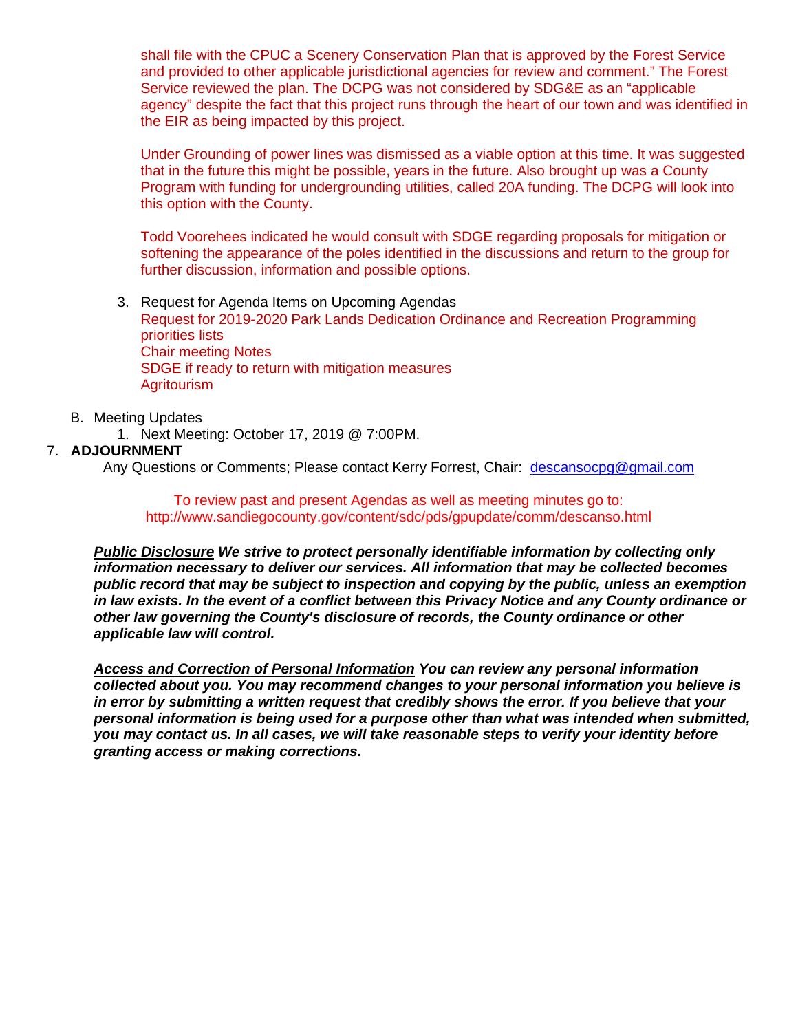shall file with the CPUC a Scenery Conservation Plan that is approved by the Forest Service and provided to other applicable jurisdictional agencies for review and comment." The Forest Service reviewed the plan. The DCPG was not considered by SDG&E as an "applicable agency" despite the fact that this project runs through the heart of our town and was identified in the EIR as being impacted by this project.

Under Grounding of power lines was dismissed as a viable option at this time. It was suggested that in the future this might be possible, years in the future. Also brought up was a County Program with funding for undergrounding utilities, called 20A funding. The DCPG will look into this option with the County.

Todd Voorehees indicated he would consult with SDGE regarding proposals for mitigation or softening the appearance of the poles identified in the discussions and return to the group for further discussion, information and possible options.

3. Request for Agenda Items on Upcoming Agendas
   Request for 2019-2020 Park Lands Dedication Ordinance and Recreation Programming priorities lists
   Chair meeting Notes
   SDGE if ready to return with mitigation measures
   Agritourism

B. Meeting Updates
   1. Next Meeting: October 17, 2019 @ 7:00PM.

7. **ADJOURNMENT**

   Any Questions or Comments; Please contact Kerry Forrest, Chair: descansocpg@gmail.com

To review past and present Agendas as well as meeting minutes go to:
http://www.sandiegocounty.gov/content/sdc/pds/gpupdate/comm/descanso.html

***Public Disclosure*** ***We strive to protect personally identifiable information by collecting only information necessary to deliver our services. All information that may be collected becomes public record that may be subject to inspection and copying by the public, unless an exemption in law exists. In the event of a conflict between this Privacy Notice and any County ordinance or other law governing the County's disclosure of records, the County ordinance or other applicable law will control.***

***Access and Correction of Personal Information*** ***You can review any personal information collected about you. You may recommend changes to your personal information you believe is in error by submitting a written request that credibly shows the error. If you believe that your personal information is being used for a purpose other than what was intended when submitted, you may contact us. In all cases, we will take reasonable steps to verify your identity before granting access or making corrections.***